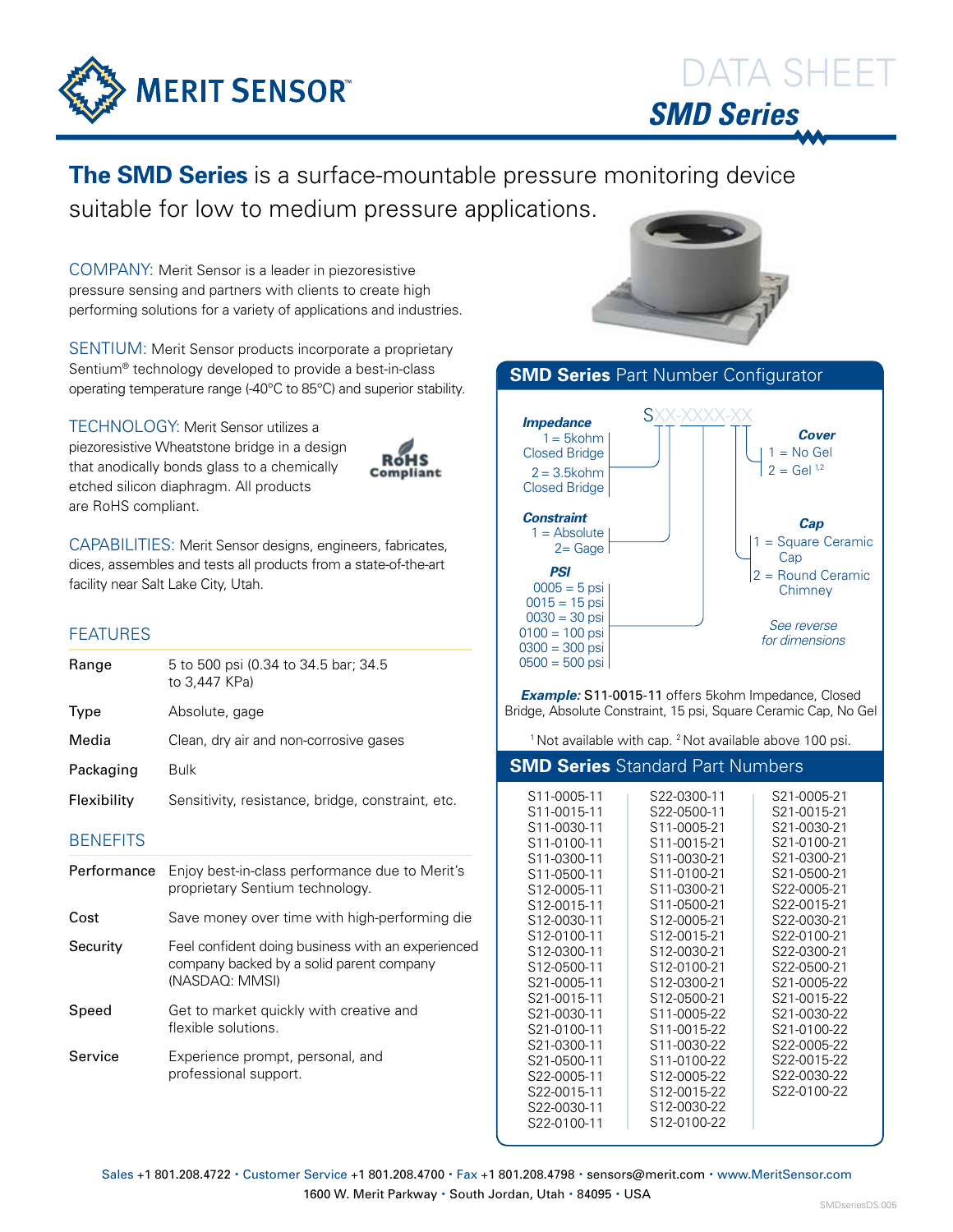# DATA SHEET

## SMD Series

**The SMD Series** is a surface-mountable pressure monitoring device suitable for low to medium pressure applications.

COMPANY: Merit Sensor is a leader in piezoresistive pressure sensing and partners with clients to create high performing solutions for a variety of applications and industries.

SENTIUM: Merit Sensor products incorporate a proprietary Sentium® technology developed to provide a best-in-class operating temperature range (-40°C to 85°C) and superior stability.

TECHNOLOGY: Merit Sensor utilizes a piezoresistive Wheatstone bridge in a design that anodically bonds glass to a chemically etched silicon diaphragm. All products are RoHS compliant.

RoHS Compliant

CAPABILITIES: Merit Sensor designs, engineers, fabricates, dices, assembles and tests all products from a state-of-the-art facility near Salt Lake City, Utah.

### FEATURES

| | |
|---|---|
| Range | 5 to 500 psi (0.34 to 34.5 bar; 34.5 to 3,447 KPa) |
| Type | Absolute, gage |
| Media | Clean, dry air and non-corrosive gases |
| Packaging | Bulk |
| Flexibility | Sensitivity, resistance, bridge, constraint, etc. |

### BENEFITS

| | |
|---|---|
| Performance | Enjoy best-in-class performance due to Merit's proprietary Sentium technology. |
| Cost | Save money over time with high-performing die |
| Security | Feel confident doing business with an experienced company backed by a solid parent company (NASDAQ: MMSI) |
| Speed | Get to market quickly with creative and flexible solutions. |
| Service | Experience prompt, personal, and professional support. |

### SMD Series Part Number Configurator

SXX-XXXX-XX

***Impedance***
- 1 = 5kohm Closed Bridge
- 2 = 3.5kohm Closed Bridge

***Constraint***
- 1 = Absolute
- 2= Gage

***PSI***
- 0005 = 5 psi
- 0015 = 15 psi
- 0030 = 30 psi
- 0100 = 100 psi
- 0300 = 300 psi
- 0500 = 500 psi

***Cover***
- 1 = No Gel
- 2 = Gel [1,2]

***Cap***
- 1 = Square Ceramic Cap
- 2 = Round Ceramic Chimney

*See reverse for dimensions*

***Example:*** S11-0015-11 offers 5kohm Impedance, Closed Bridge, Absolute Constraint, 15 psi, Square Ceramic Cap, No Gel

[1] Not available with cap. [2] Not available above 100 psi.

### SMD Series Standard Part Numbers

| | | |
|---|---|---|
| S11-0005-11 | S22-0300-11 | S21-0005-21 |
| S11-0015-11 | S22-0500-11 | S21-0015-21 |
| S11-0030-11 | S11-0005-21 | S21-0030-21 |
| S11-0100-11 | S11-0015-21 | S21-0100-21 |
| S11-0300-11 | S11-0030-21 | S21-0300-21 |
| S11-0500-11 | S11-0100-21 | S21-0500-21 |
| S12-0005-11 | S11-0300-21 | S22-0005-21 |
| S12-0015-11 | S11-0500-21 | S22-0015-21 |
| S12-0030-11 | S12-0005-21 | S22-0030-21 |
| S12-0100-11 | S12-0015-21 | S22-0100-21 |
| S12-0300-11 | S12-0030-21 | S22-0300-21 |
| S12-0500-11 | S12-0100-21 | S22-0500-21 |
| S21-0005-11 | S12-0300-21 | S21-0005-22 |
| S21-0015-11 | S12-0500-21 | S21-0015-22 |
| S21-0030-11 | S11-0005-22 | S21-0030-22 |
| S21-0100-11 | S11-0015-22 | S21-0100-22 |
| S21-0300-11 | S11-0030-22 | S22-0005-22 |
| S21-0500-11 | S11-0100-22 | S22-0015-22 |
| S22-0005-11 | S12-0005-22 | S22-0030-22 |
| S22-0015-11 | S12-0015-22 | S22-0100-22 |
| S22-0030-11 | S12-0030-22 | |
| S22-0100-11 | S12-0100-22 | |

Sales +1 801.208.4722 • Customer Service +1 801.208.4700 • Fax +1 801.208.4798 • sensors@merit.com • www.MeritSensor.com
1600 W. Merit Parkway • South Jordan, Utah • 84095 • USA

SMDseriesDS.005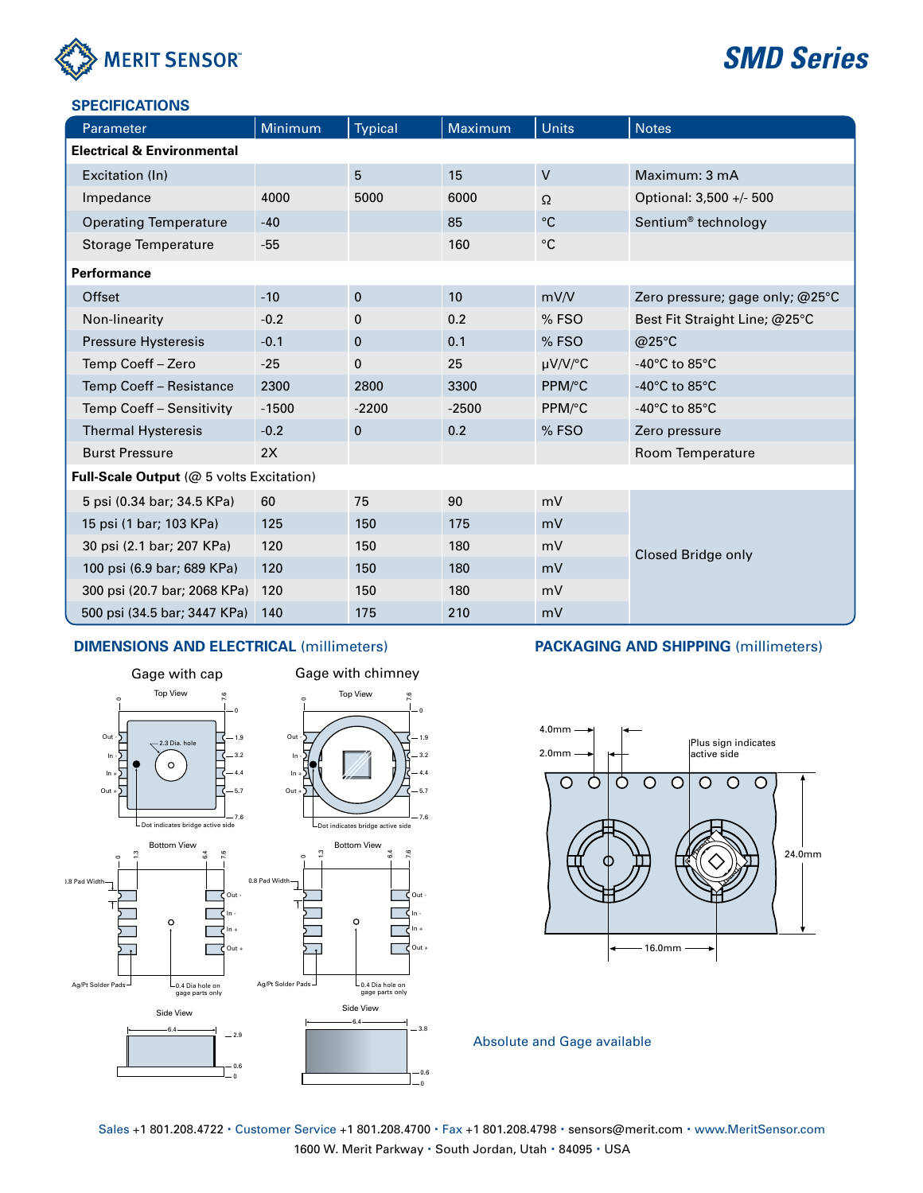## SPECIFICATIONS

| Parameter | Minimum | Typical | Maximum | Units | Notes |
|---|---|---|---|---|---|
| **Electrical & Environmental** | | | | | |
| Excitation (In) | | 5 | 15 | V | Maximum: 3 mA |
| Impedance | 4000 | 5000 | 6000 | Ω | Optional: 3,500 +/- 500 |
| Operating Temperature | -40 | | 85 | °C | Sentium® technology |
| Storage Temperature | -55 | | 160 | °C | |
| **Performance** | | | | | |
| Offset | -10 | 0 | 10 | mV/V | Zero pressure; gage only; @25°C |
| Non-linearity | -0.2 | 0 | 0.2 | % FSO | Best Fit Straight Line; @25°C |
| Pressure Hysteresis | -0.1 | 0 | 0.1 | % FSO | @25°C |
| Temp Coeff – Zero | -25 | 0 | 25 | μV/V/°C | -40°C to 85°C |
| Temp Coeff – Resistance | 2300 | 2800 | 3300 | PPM/°C | -40°C to 85°C |
| Temp Coeff – Sensitivity | -1500 | -2200 | -2500 | PPM/°C | -40°C to 85°C |
| Thermal Hysteresis | -0.2 | 0 | 0.2 | % FSO | Zero pressure |
| Burst Pressure | 2X | | | | Room Temperature |
| **Full-Scale Output** (@ 5 volts Excitation) | | | | | |
| 5 psi (0.34 bar; 34.5 KPa) | 60 | 75 | 90 | mV | Closed Bridge only |
| 15 psi (1 bar; 103 KPa) | 125 | 150 | 175 | mV | Closed Bridge only |
| 30 psi (2.1 bar; 207 KPa) | 120 | 150 | 180 | mV | Closed Bridge only |
| 100 psi (6.9 bar; 689 KPa) | 120 | 150 | 180 | mV | Closed Bridge only |
| 300 psi (20.7 bar; 2068 KPa) | 120 | 150 | 180 | mV | Closed Bridge only |
| 500 psi (34.5 bar; 3447 KPa) | 140 | 175 | 210 | mV | Closed Bridge only |

## DIMENSIONS AND ELECTRICAL (millimeters)

Gage with cap

Top View

0 7.6 0 1.9 3.2 4.4 5.7 7.6

Out - In - In + Out +

2.3 Dia. hole

Dot indicates bridge active side

Bottom View

0 1.3 6.4 7.6

0.8 Pad Width

Out - In - In + Out +

Ag/Pt Solder Pads

0.4 Dia hole on gage parts only

Side View

6.4 2.9 0.6 0

Gage with chimney

Top View

0 7.6 0 1.9 3.2 4.4 5.7 7.6

Out - In - In + Out +

Dot indicates bridge active side

Bottom View

0 1.3 6.4 7.6

0.8 Pad Width

Out - In - In + Out +

Ag/Pt Solder Pads

0.4 Dia hole on gage parts only

Side View

6.4 3.8 0.6 0

## PACKAGING AND SHIPPING (millimeters)

4.0mm

2.0mm

Plus sign indicates active side

24.0mm

16.0mm

Absolute and Gage available

Sales +1 801.208.4722 • Customer Service +1 801.208.4700 • Fax +1 801.208.4798 • sensors@merit.com • www.MeritSensor.com

1600 W. Merit Parkway • South Jordan, Utah • 84095 • USA